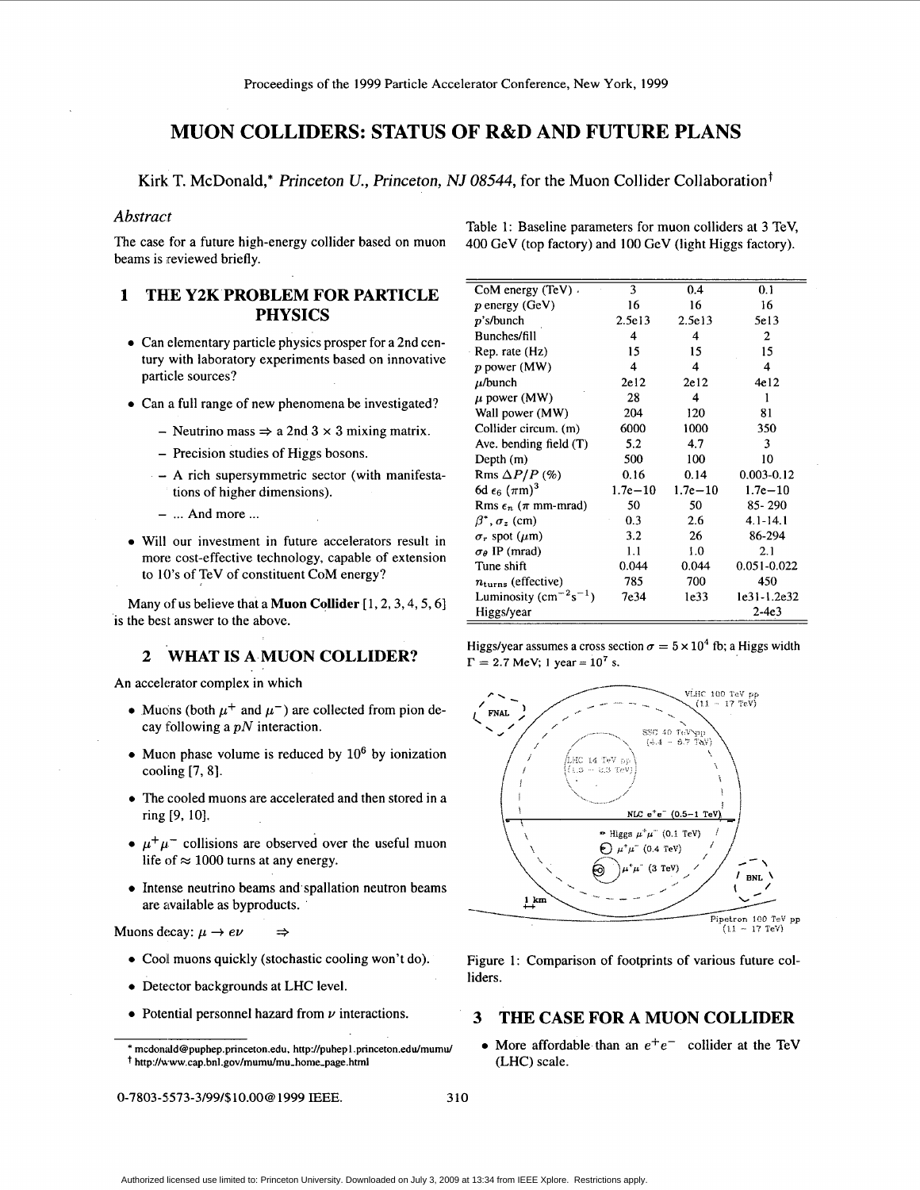# MUON COLLIDERS: STATUS OF R&D AND FUTURE PLANS

Kirk T. McDonald,* *Princeton U., Princeton, NJ 08544*, for the Muon Collider Collaboration†

### *Abstract*

The case for a future high-energy collider based on muon beams is reviewed briefly.

## 1 THE Y2K PROBLEM FOR PARTICLE PHYSICS

- Can elementary particle physics prosper for a 2nd century with laboratory experiments based on innovative particle sources?
- Can a full range of new phenomena be investigated?
  - Neutrino mass ⇒ a 2nd 3 × 3 mixing matrix.
  - Precision studies of Higgs bosons.
  - A rich supersymmetric sector (with manifestations of higher dimensions).
  - ... And more ...
- Will our investment in future accelerators result in more cost-effective technology, capable of extension to 10's of TeV of constituent CoM energy?

Many of us believe that a **Muon Collider** [1, 2, 3, 4, 5, 6] is the best answer to the above.

## 2 WHAT IS A MUON COLLIDER?

An accelerator complex in which

- Muons (both $\mu^+$ and $\mu^-$) are collected from pion decay following a $pN$ interaction.
- Muon phase volume is reduced by $10^6$ by ionization cooling [7, 8].
- The cooled muons are accelerated and then stored in a ring [9, 10].
- $\mu^+\mu^-$ collisions are observed over the useful muon life of ≈ 1000 turns at any energy.
- Intense neutrino beams and spallation neutron beams are available as byproducts.

Muons decay: $\mu \to e\nu$ ⇒

- Cool muons quickly (stochastic cooling won't do).
- Detector backgrounds at LHC level.
- Potential personnel hazard from $\nu$ interactions.

\* mcdonald@puphep.princeton.edu, http://puhep1.princeton.edu/mumu/
† http://www.cap.bnl.gov/mumu/mu_home_page.html

Table 1: Baseline parameters for muon colliders at 3 TeV, 400 GeV (top factory) and 100 GeV (light Higgs factory).

| CoM energy (TeV) | 3 | 0.4 | 0.1 |
|---|---|---|---|
| $p$ energy (GeV) | 16 | 16 | 16 |
| $p$'s/bunch | 2.5e13 | 2.5e13 | 5e13 |
| Bunches/fill | 4 | 4 | 2 |
| Rep. rate (Hz) | 15 | 15 | 15 |
| $p$ power (MW) | 4 | 4 | 4 |
| $\mu$/bunch | 2e12 | 2e12 | 4e12 |
| $\mu$ power (MW) | 28 | 4 | 1 |
| Wall power (MW) | 204 | 120 | 81 |
| Collider circum. (m) | 6000 | 1000 | 350 |
| Ave. bending field (T) | 5.2 | 4.7 | 3 |
| Depth (m) | 500 | 100 | 10 |
| Rms $\Delta P/P$ (%) | 0.16 | 0.14 | 0.003-0.12 |
| 6d $\epsilon_6$ $(\pi \mathrm{m})^3$ | 1.7e−10 | 1.7e−10 | 1.7e−10 |
| Rms $\epsilon_n$ ($\pi$ mm-mrad) | 50 | 50 | 85- 290 |
| $\beta^*$, $\sigma_z$ (cm) | 0.3 | 2.6 | 4.1-14.1 |
| $\sigma_r$ spot ($\mu$m) | 3.2 | 26 | 86-294 |
| $\sigma_\theta$ IP (mrad) | 1.1 | 1.0 | 2.1 |
| Tune shift | 0.044 | 0.044 | 0.051-0.022 |
| $n_{\mathrm{turns}}$ (effective) | 785 | 700 | 450 |
| Luminosity (cm$^{-2}$s$^{-1}$) | 7e34 | 1e33 | 1e31-1.2e32 |
| Higgs/year | | | 2-4e3 |

Higgs/year assumes a cross section $\sigma = 5 \times 10^4$ fb; a Higgs width $\Gamma = 2.7$ MeV; 1 year = $10^7$ s.

Figure 1: Comparison of footprints of various future colliders.

## 3 THE CASE FOR A MUON COLLIDER

- More affordable than an $e^+e^-$ collider at the TeV (LHC) scale.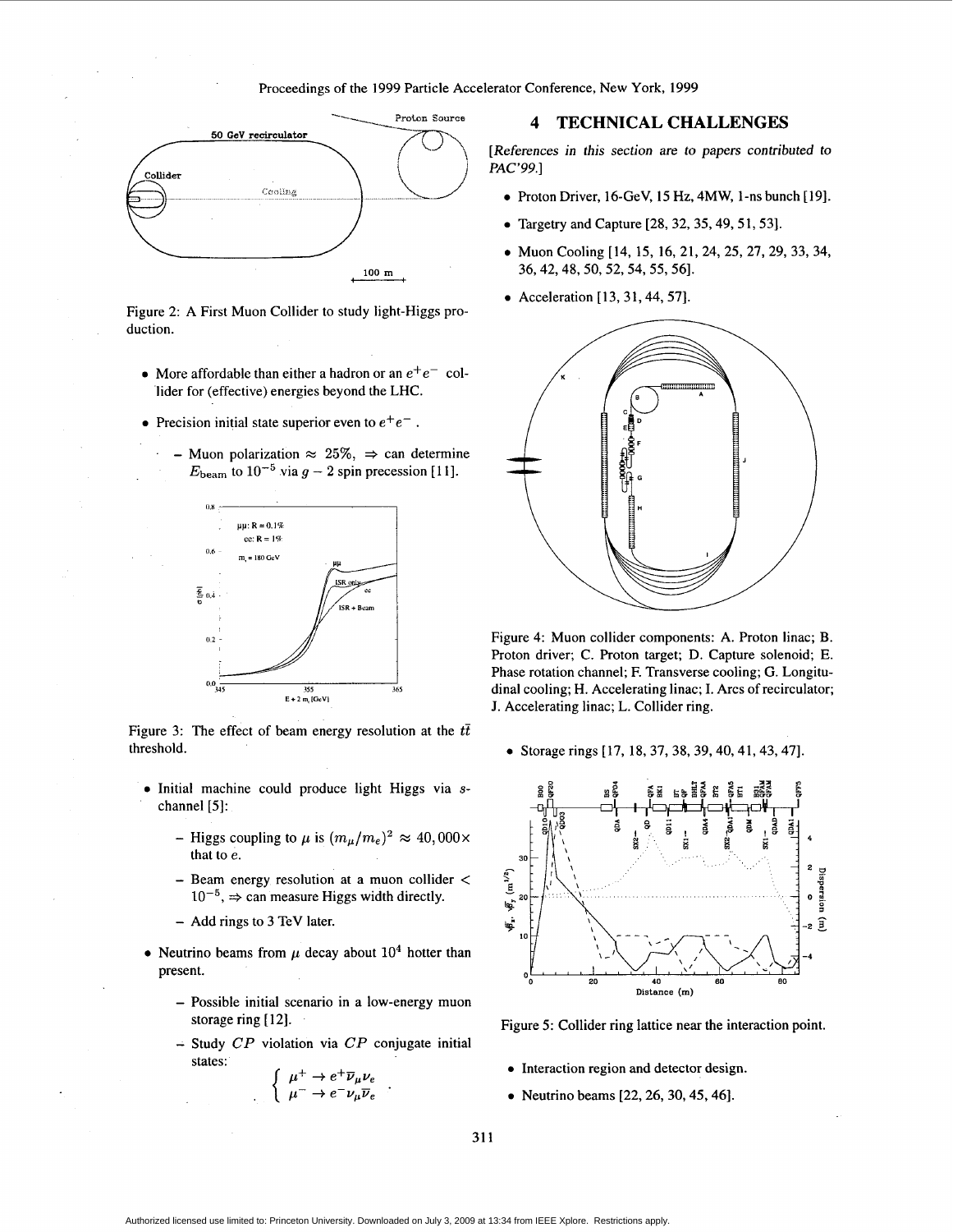Figure 2: A First Muon Collider to study light-Higgs production.

- More affordable than either a hadron or an $e^+e^-$ collider for (effective) energies beyond the LHC.
- Precision initial state superior even to $e^+e^-$.
  - Muon polarization $\approx 25\%$, $\Rightarrow$ can determine $E_{\rm beam}$ to $10^{-5}$ via $g-2$ spin precession [11].

Figure 3: The effect of beam energy resolution at the $t\bar{t}$ threshold.

- Initial machine could produce light Higgs via $s$-channel [5]:
  - Higgs coupling to $\mu$ is $(m_\mu/m_e)^2 \approx 40{,}000\times$ that to $e$.
  - Beam energy resolution at a muon collider $< 10^{-5}$, $\Rightarrow$ can measure Higgs width directly.
  - Add rings to 3 TeV later.
- Neutrino beams from $\mu$ decay about $10^4$ hotter than present.
  - Possible initial scenario in a low-energy muon storage ring [12].
  - Study $CP$ violation via $CP$ conjugate initial states:

$$\left\{ \begin{array}{l} \mu^+ \to e^+\bar{\nu}_\mu \nu_e \\ \mu^- \to e^- \nu_\mu \bar{\nu}_e \end{array} \right. .$$

## 4 TECHNICAL CHALLENGES

*[References in this section are to papers contributed to PAC'99.]*

- Proton Driver, 16-GeV, 15 Hz, 4MW, 1-ns bunch [19].
- Targetry and Capture [28, 32, 35, 49, 51, 53].
- Muon Cooling [14, 15, 16, 21, 24, 25, 27, 29, 33, 34, 36, 42, 48, 50, 52, 54, 55, 56].
- Acceleration [13, 31, 44, 57].

Figure 4: Muon collider components: A. Proton linac; B. Proton driver; C. Proton target; D. Capture solenoid; E. Phase rotation channel; F. Transverse cooling; G. Longitudinal cooling; H. Accelerating linac; I. Arcs of recirculator; J. Accelerating linac; L. Collider ring.

- Storage rings [17, 18, 37, 38, 39, 40, 41, 43, 47].

Figure 5: Collider ring lattice near the interaction point.

- Interaction region and detector design.
- Neutrino beams [22, 26, 30, 45, 46].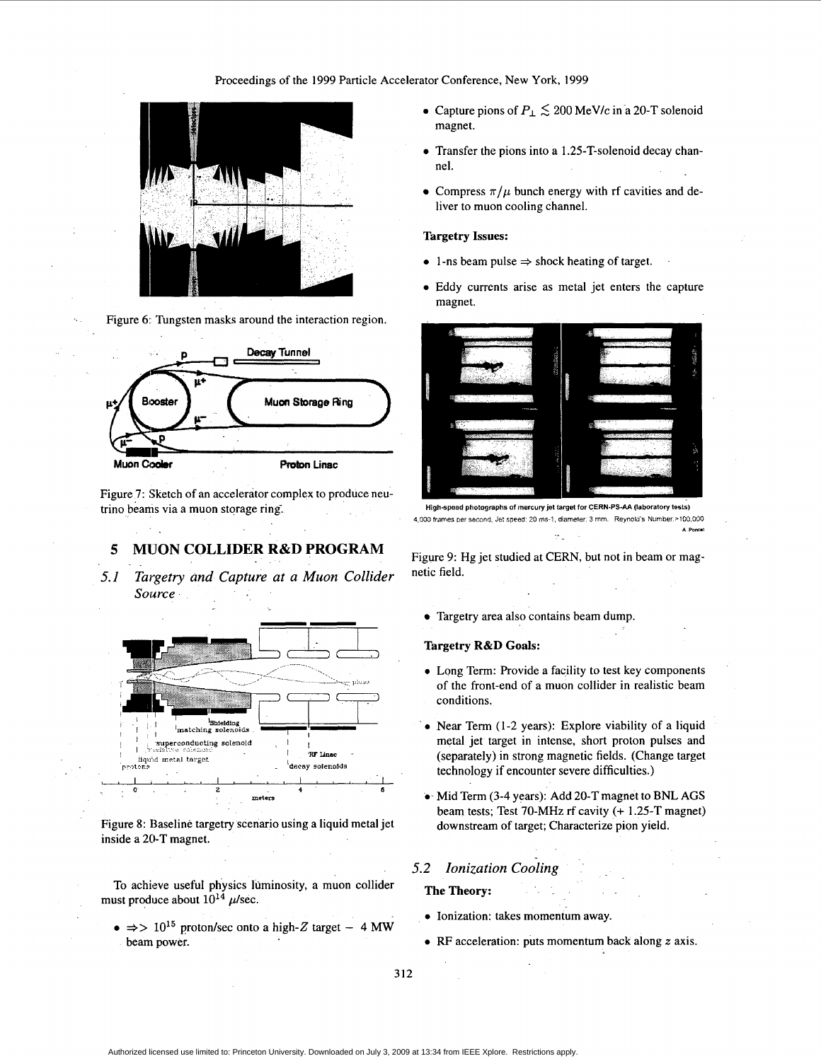Figure 6: Tungsten masks around the interaction region.

Figure 7: Sketch of an accelerator complex to produce neutrino beams via a muon storage ring.

## 5 MUON COLLIDER R&D PROGRAM

### 5.1 Targetry and Capture at a Muon Collider Source

Figure 8: Baseline targetry scenario using a liquid metal jet inside a 20-T magnet.

To achieve useful physics luminosity, a muon collider must produce about $10^{14}$ $\mu$/sec.

- $\Rightarrow >$ $10^{15}$ proton/sec onto a high-$Z$ target – 4 MW beam power.
- Capture pions of $P_{\perp} \lesssim 200$ MeV/$c$ in a 20-T solenoid magnet.
- Transfer the pions into a 1.25-T-solenoid decay channel.
- Compress $\pi/\mu$ bunch energy with rf cavities and deliver to muon cooling channel.

**Targetry Issues:**

- 1-ns beam pulse $\Rightarrow$ shock heating of target.
- Eddy currents arise as metal jet enters the capture magnet.

Figure 9: Hg jet studied at CERN, but not in beam or magnetic field.

- Targetry area also contains beam dump.

**Targetry R&D Goals:**

- Long Term: Provide a facility to test key components of the front-end of a muon collider in realistic beam conditions.
- Near Term (1-2 years): Explore viability of a liquid metal jet target in intense, short proton pulses and (separately) in strong magnetic fields. (Change target technology if encounter severe difficulties.)
- Mid Term (3-4 years): Add 20-T magnet to BNL AGS beam tests; Test 70-MHz rf cavity (+ 1.25-T magnet) downstream of target; Characterize pion yield.

### 5.2 Ionization Cooling

**The Theory:**

- Ionization: takes momentum away.
- RF acceleration: puts momentum back along $z$ axis.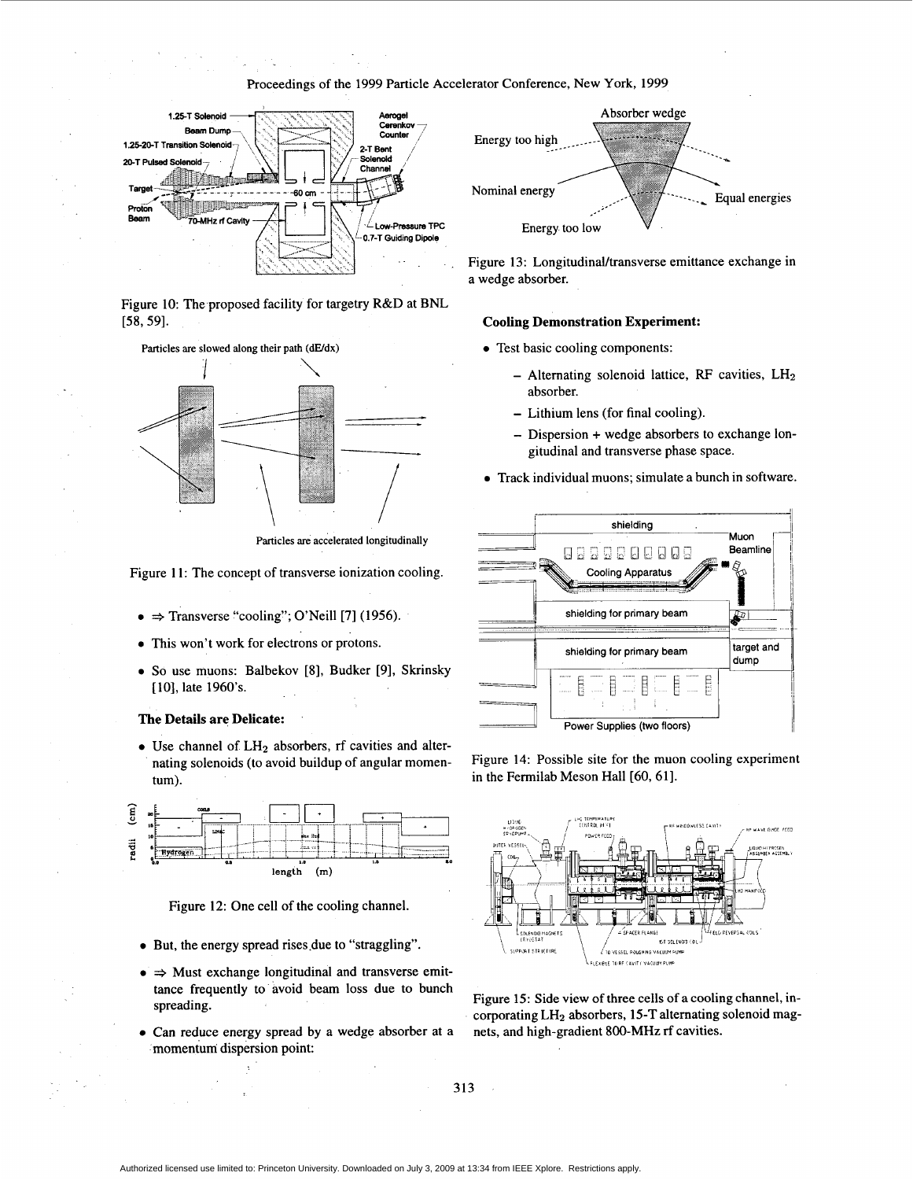Figure 10: The proposed facility for targetry R&D at BNL [58, 59].

Figure 11: The concept of transverse ionization cooling.

- ⇒ Transverse "cooling"; O'Neill [7] (1956).
- This won't work for electrons or protons.
- So use muons: Balbekov [8], Budker [9], Skrinsky [10], late 1960's.

### The Details are Delicate:

- Use channel of $LH_2$ absorbers, rf cavities and alternating solenoids (to avoid buildup of angular momentum).

Figure 12: One cell of the cooling channel.

- But, the energy spread rises due to "straggling".
- ⇒ Must exchange longitudinal and transverse emittance frequently to avoid beam loss due to bunch spreading.
- Can reduce energy spread by a wedge absorber at a momentum dispersion point:

Figure 13: Longitudinal/transverse emittance exchange in a wedge absorber.

### Cooling Demonstration Experiment:

- Test basic cooling components:
  - Alternating solenoid lattice, RF cavities, $LH_2$ absorber.
  - Lithium lens (for final cooling).
  - Dispersion + wedge absorbers to exchange longitudinal and transverse phase space.
- Track individual muons; simulate a bunch in software.

Figure 14: Possible site for the muon cooling experiment in the Fermilab Meson Hall [60, 61].

Figure 15: Side view of three cells of a cooling channel, incorporating $LH_2$ absorbers, 15-T alternating solenoid magnets, and high-gradient 800-MHz rf cavities.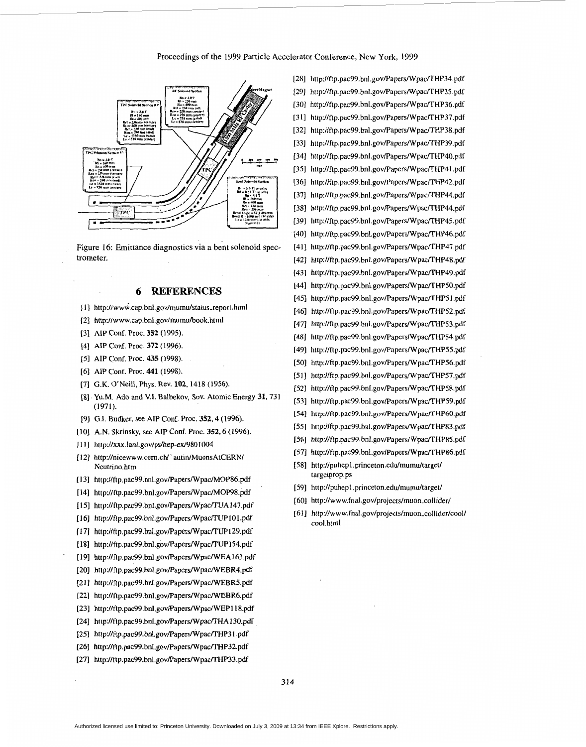Figure 16: Emittance diagnostics via a bent solenoid spectrometer.

## 6 REFERENCES

[1] http://www.cap.bnl.gov/mumu/status_report.html

[2] http://www.cap.bnl.gov/mumu/book.html

[3] AIP Conf. Proc. **352** (1995).

[4] AIP Conf. Proc. **372** (1996).

[5] AIP Conf. Proc. **435** (1998).

[6] AIP Conf. Proc. **441** (1998).

[7] G.K. O'Neill, Phys. Rev. **102**, 1418 (1956).

[8] Yu.M. Ado and V.I. Balbekov, Sov. Atomic Energy **31**, 731 (1971).

[9] G.I. Budker, see AIP Conf. Proc. **352**, 4 (1996).

[10] A.N. Skrinsky, see AIP Conf. Proc. **352**, 6 (1996).

[11] http://xxx.lanl.gov/ps/hep-ex/9801004

[12] http://nicewww.cern.ch/~autin/MuonsAtCERN/Neutrino.htm

[13] http://ftp.pac99.bnl.gov/Papers/Wpac/MOP86.pdf

[14] http://ftp.pac99.bnl.gov/Papers/Wpac/MOP98.pdf

[15] http://ftp.pac99.bnl.gov/Papers/Wpac/TUA147.pdf

[16] http://ftp.pac99.bnl.gov/Papers/Wpac/TUP101.pdf

[17] http://ftp.pac99.bnl.gov/Papers/Wpac/TUP129.pdf

[18] http://ftp.pac99.bnl.gov/Papers/Wpac/TUP154.pdf

[19] http://ftp.pac99.bnl.gov/Papers/Wpac/WEA163.pdf

[20] http://ftp.pac99.bnl.gov/Papers/Wpac/WEBR4.pdf

[21] http://ftp.pac99.bnl.gov/Papers/Wpac/WEBR5.pdf

[22] http://ftp.pac99.bnl.gov/Papers/Wpac/WEBR6.pdf

[23] http://ftp.pac99.bnl.gov/Papers/Wpac/WEP118.pdf

[24] http://ftp.pac99.bnl.gov/Papers/Wpac/THA130.pdf

[25] http://ftp.pac99.bnl.gov/Papers/Wpac/THP31.pdf

[26] http://ftp.pac99.bnl.gov/Papers/Wpac/THP32.pdf

[27] http://ftp.pac99.bnl.gov/Papers/Wpac/THP33.pdf

[28] http://ftp.pac99.bnl.gov/Papers/Wpac/THP34.pdf

[29] http://ftp.pac99.bnl.gov/Papers/Wpac/THP35.pdf

[30] http://ftp.pac99.bnl.gov/Papers/Wpac/THP36.pdf

[31] http://ftp.pac99.bnl.gov/Papers/Wpac/THP37.pdf

[32] http://ftp.pac99.bnl.gov/Papers/Wpac/THP38.pdf

[33] http://ftp.pac99.bnl.gov/Papers/Wpac/THP39.pdf

[34] http://ftp.pac99.bnl.gov/Papers/Wpac/THP40.pdf

[35] http://ftp.pac99.bnl.gov/Papers/Wpac/THP41.pdf

[36] http://ftp.pac99.bnl.gov/Papers/Wpac/THP42.pdf

[37] http://ftp.pac99.bnl.gov/Papers/Wpac/THP44.pdf

[38] http://ftp.pac99.bnl.gov/Papers/Wpac/THP44.pdf

[39] http://ftp.pac99.bnl.gov/Papers/Wpac/THP45.pdf

[40] http://ftp.pac99.bnl.gov/Papers/Wpac/THP46.pdf

[41] http://ftp.pac99.bnl.gov/Papers/Wpac/THP47.pdf

[42] http://ftp.pac99.bnl.gov/Papers/Wpac/THP48.pdf

[43] http://ftp.pac99.bnl.gov/Papers/Wpac/THP49.pdf

[44] http://ftp.pac99.bnl.gov/Papers/Wpac/THP50.pdf

[45] http://ftp.pac99.bnl.gov/Papers/Wpac/THP51.pdf

[46] http://ftp.pac99.bnl.gov/Papers/Wpac/THP52.pdf

[47] http://ftp.pac99.bnl.gov/Papers/Wpac/THP53.pdf

[48] http://ftp.pac99.bnl.gov/Papers/Wpac/THP54.pdf

[49] http://ftp.pac99.bnl.gov/Papers/Wpac/THP55.pdf

[50] http://ftp.pac99.bnl.gov/Papers/Wpac/THP56.pdf

[51] http://ftp.pac99.bnl.gov/Papers/Wpac/THP57.pdf

[52] http://ftp.pac99.bnl.gov/Papers/Wpac/THP58.pdf

[53] http://ftp.pac99.bnl.gov/Papers/Wpac/THP59.pdf

[54] http://ftp.pac99.bnl.gov/Papers/Wpac/THP60.pdf

[55] http://ftp.pac99.bnl.gov/Papers/Wpac/THP83.pdf

[56] http://ftp.pac99.bnl.gov/Papers/Wpac/THP85.pdf

[57] http://ftp.pac99.bnl.gov/Papers/Wpac/THP86.pdf

[58] http://puhep1.princeton.edu/mumu/target/targetprop.ps

[59] http://puhep1.princeton.edu/mumu/target/

[60] http://www.fnal.gov/projects/muon_collider/

[61] http://www.fnal.gov/projects/muon_collider/cool/cool.html